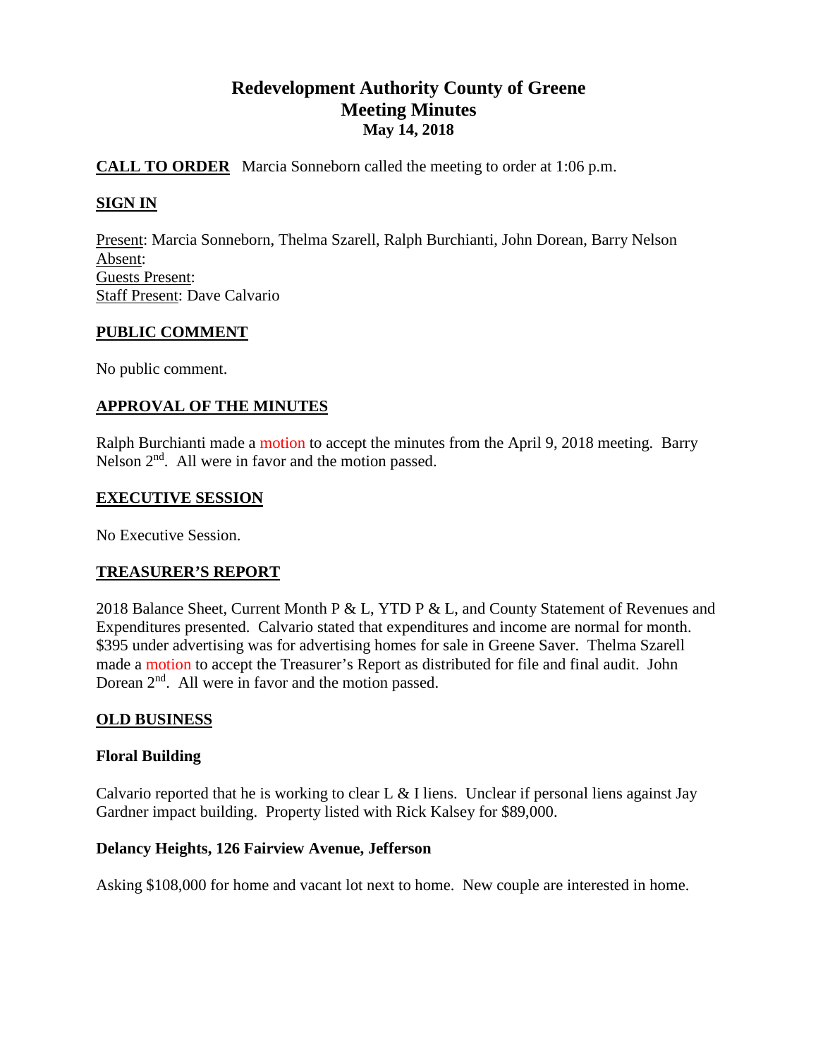# Redevelopment Authority County of Greene
## Meeting Minutes
### May 14, 2018

**CALL TO ORDER** Marcia Sonneborn called the meeting to order at 1:06 p.m.

**SIGN IN**

Present: Marcia Sonneborn, Thelma Szarell, Ralph Burchianti, John Dorean, Barry Nelson
Absent:
Guests Present:
Staff Present: Dave Calvario

**PUBLIC COMMENT**

No public comment.

**APPROVAL OF THE MINUTES**

Ralph Burchianti made a motion to accept the minutes from the April 9, 2018 meeting. Barry Nelson 2nd. All were in favor and the motion passed.

**EXECUTIVE SESSION**

No Executive Session.

**TREASURER'S REPORT**

2018 Balance Sheet, Current Month P & L, YTD P & L, and County Statement of Revenues and Expenditures presented. Calvario stated that expenditures and income are normal for month. $395 under advertising was for advertising homes for sale in Greene Saver. Thelma Szarell made a motion to accept the Treasurer's Report as distributed for file and final audit. John Dorean 2nd. All were in favor and the motion passed.

**OLD BUSINESS**

**Floral Building**

Calvario reported that he is working to clear L & I liens. Unclear if personal liens against Jay Gardner impact building. Property listed with Rick Kalsey for $89,000.

**Delancy Heights, 126 Fairview Avenue, Jefferson**

Asking $108,000 for home and vacant lot next to home. New couple are interested in home.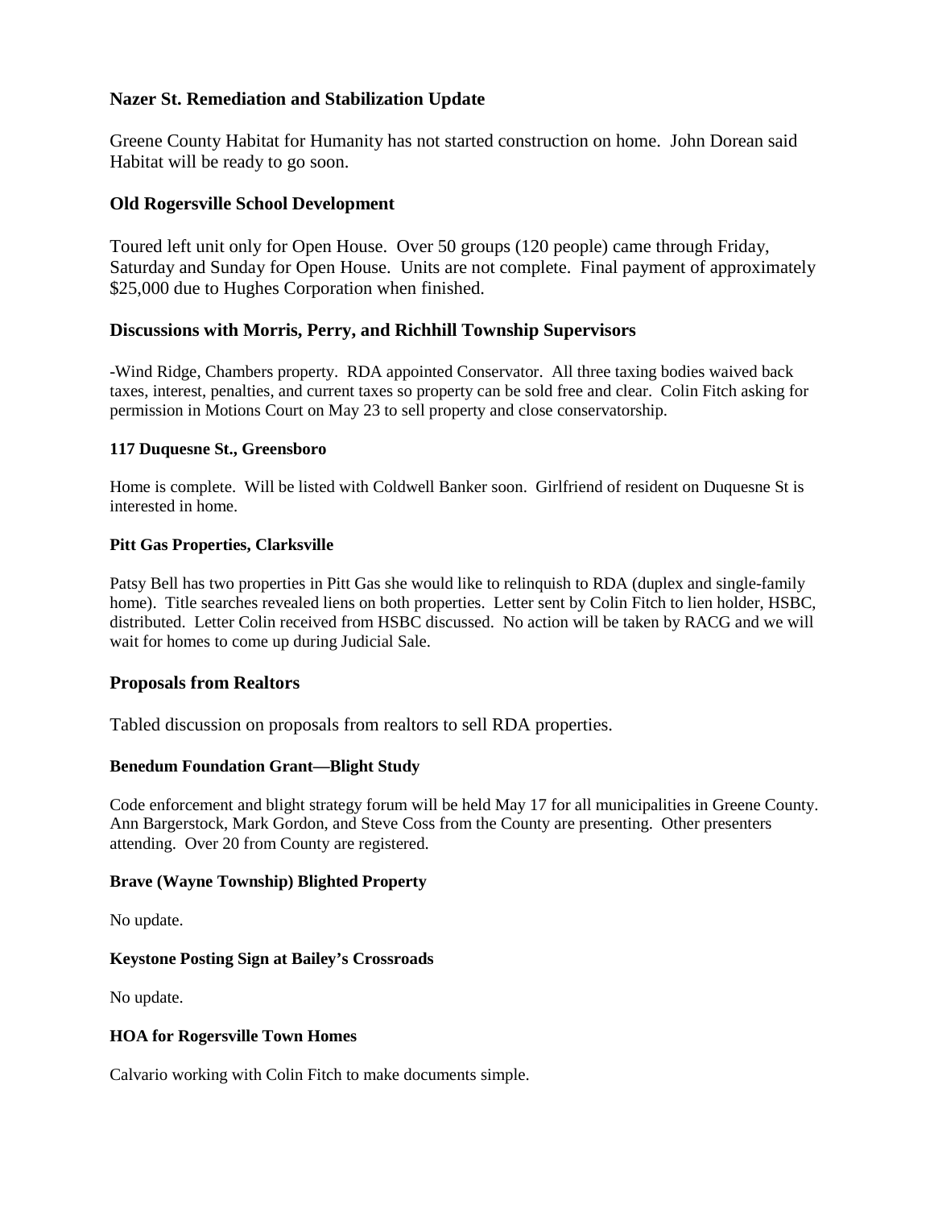### Nazer St. Remediation and Stabilization Update

Greene County Habitat for Humanity has not started construction on home. John Dorean said Habitat will be ready to go soon.

### Old Rogersville School Development

Toured left unit only for Open House. Over 50 groups (120 people) came through Friday, Saturday and Sunday for Open House. Units are not complete. Final payment of approximately $25,000 due to Hughes Corporation when finished.

### Discussions with Morris, Perry, and Richhill Township Supervisors

-Wind Ridge, Chambers property. RDA appointed Conservator. All three taxing bodies waived back taxes, interest, penalties, and current taxes so property can be sold free and clear. Colin Fitch asking for permission in Motions Court on May 23 to sell property and close conservatorship.

#### 117 Duquesne St., Greensboro

Home is complete. Will be listed with Coldwell Banker soon. Girlfriend of resident on Duquesne St is interested in home.

#### Pitt Gas Properties, Clarksville

Patsy Bell has two properties in Pitt Gas she would like to relinquish to RDA (duplex and single-family home). Title searches revealed liens on both properties. Letter sent by Colin Fitch to lien holder, HSBC, distributed. Letter Colin received from HSBC discussed. No action will be taken by RACG and we will wait for homes to come up during Judicial Sale.

### Proposals from Realtors

Tabled discussion on proposals from realtors to sell RDA properties.

#### Benedum Foundation Grant—Blight Study

Code enforcement and blight strategy forum will be held May 17 for all municipalities in Greene County. Ann Bargerstock, Mark Gordon, and Steve Coss from the County are presenting. Other presenters attending. Over 20 from County are registered.

#### Brave (Wayne Township) Blighted Property

No update.

#### Keystone Posting Sign at Bailey's Crossroads

No update.

#### HOA for Rogersville Town Homes

Calvario working with Colin Fitch to make documents simple.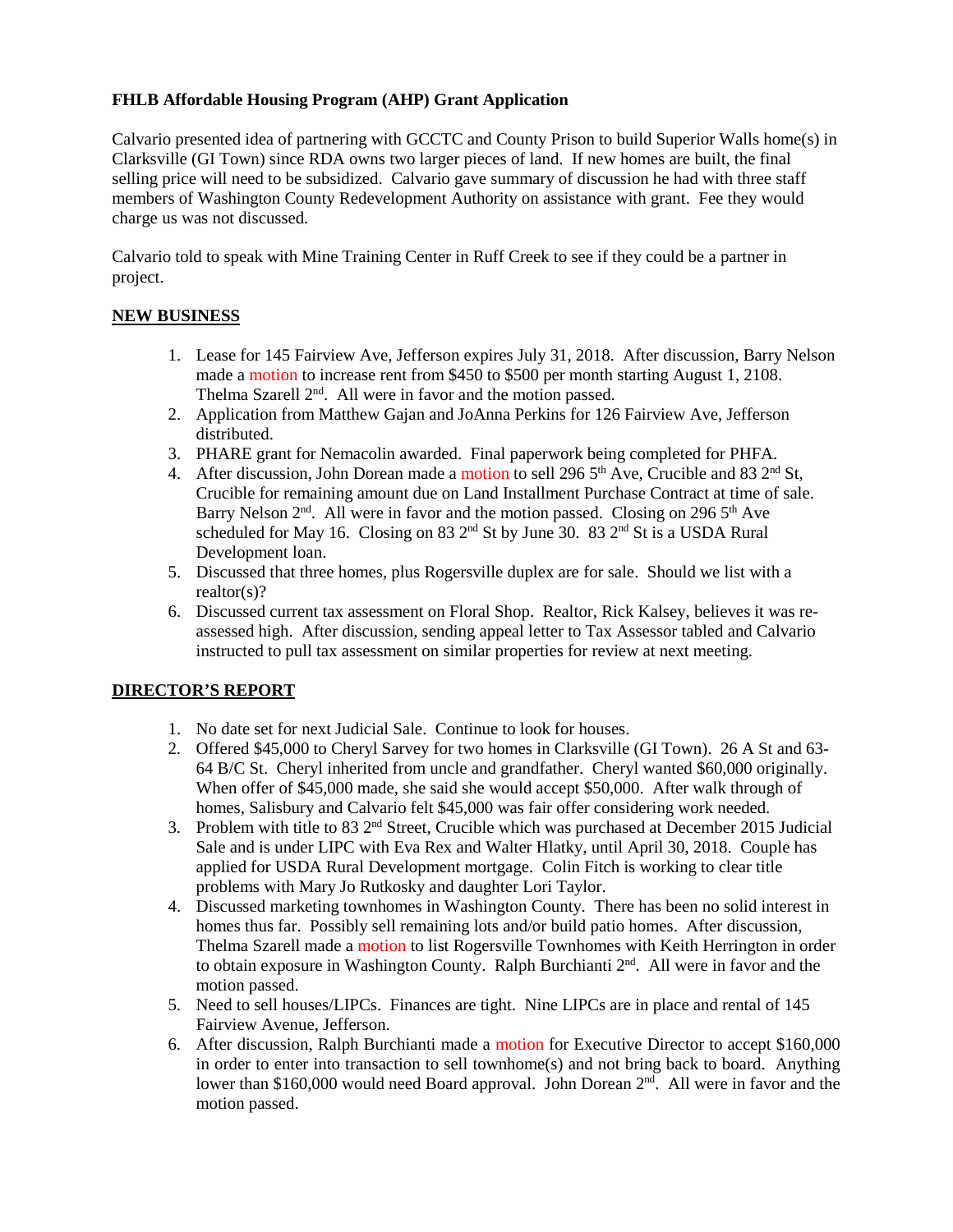**FHLB Affordable Housing Program (AHP) Grant Application**

Calvario presented idea of partnering with GCCTC and County Prison to build Superior Walls home(s) in Clarksville (GI Town) since RDA owns two larger pieces of land. If new homes are built, the final selling price will need to be subsidized. Calvario gave summary of discussion he had with three staff members of Washington County Redevelopment Authority on assistance with grant. Fee they would charge us was not discussed.

Calvario told to speak with Mine Training Center in Ruff Creek to see if they could be a partner in project.

**NEW BUSINESS**

1. Lease for 145 Fairview Ave, Jefferson expires July 31, 2018. After discussion, Barry Nelson made a motion to increase rent from $450 to $500 per month starting August 1, 2108. Thelma Szarell 2nd. All were in favor and the motion passed.
2. Application from Matthew Gajan and JoAnna Perkins for 126 Fairview Ave, Jefferson distributed.
3. PHARE grant for Nemacolin awarded. Final paperwork being completed for PHFA.
4. After discussion, John Dorean made a motion to sell 296 5th Ave, Crucible and 83 2nd St, Crucible for remaining amount due on Land Installment Purchase Contract at time of sale. Barry Nelson 2nd. All were in favor and the motion passed. Closing on 296 5th Ave scheduled for May 16. Closing on 83 2nd St by June 30. 83 2nd St is a USDA Rural Development loan.
5. Discussed that three homes, plus Rogersville duplex are for sale. Should we list with a realtor(s)?
6. Discussed current tax assessment on Floral Shop. Realtor, Rick Kalsey, believes it was re-assessed high. After discussion, sending appeal letter to Tax Assessor tabled and Calvario instructed to pull tax assessment on similar properties for review at next meeting.

**DIRECTOR'S REPORT**

1. No date set for next Judicial Sale. Continue to look for houses.
2. Offered $45,000 to Cheryl Sarvey for two homes in Clarksville (GI Town). 26 A St and 63-64 B/C St. Cheryl inherited from uncle and grandfather. Cheryl wanted $60,000 originally. When offer of $45,000 made, she said she would accept $50,000. After walk through of homes, Salisbury and Calvario felt $45,000 was fair offer considering work needed.
3. Problem with title to 83 2nd Street, Crucible which was purchased at December 2015 Judicial Sale and is under LIPC with Eva Rex and Walter Hlatky, until April 30, 2018. Couple has applied for USDA Rural Development mortgage. Colin Fitch is working to clear title problems with Mary Jo Rutkosky and daughter Lori Taylor.
4. Discussed marketing townhomes in Washington County. There has been no solid interest in homes thus far. Possibly sell remaining lots and/or build patio homes. After discussion, Thelma Szarell made a motion to list Rogersville Townhomes with Keith Herrington in order to obtain exposure in Washington County. Ralph Burchianti 2nd. All were in favor and the motion passed.
5. Need to sell houses/LIPCs. Finances are tight. Nine LIPCs are in place and rental of 145 Fairview Avenue, Jefferson.
6. After discussion, Ralph Burchianti made a motion for Executive Director to accept $160,000 in order to enter into transaction to sell townhome(s) and not bring back to board. Anything lower than $160,000 would need Board approval. John Dorean 2nd. All were in favor and the motion passed.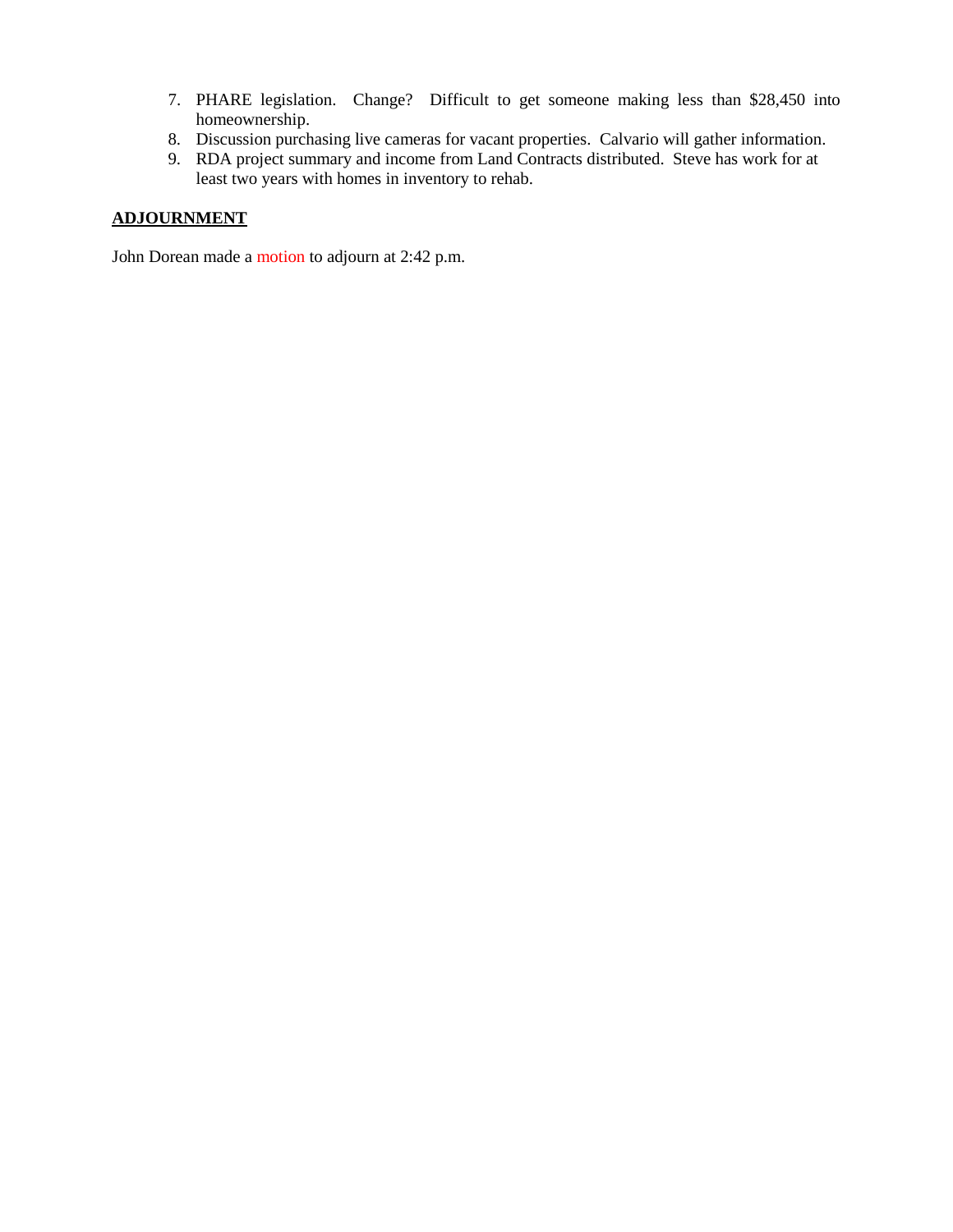7. PHARE legislation. Change? Difficult to get someone making less than $28,450 into homeownership.
8. Discussion purchasing live cameras for vacant properties. Calvario will gather information.
9. RDA project summary and income from Land Contracts distributed. Steve has work for at least two years with homes in inventory to rehab.

**ADJOURNMENT**

John Dorean made a motion to adjourn at 2:42 p.m.